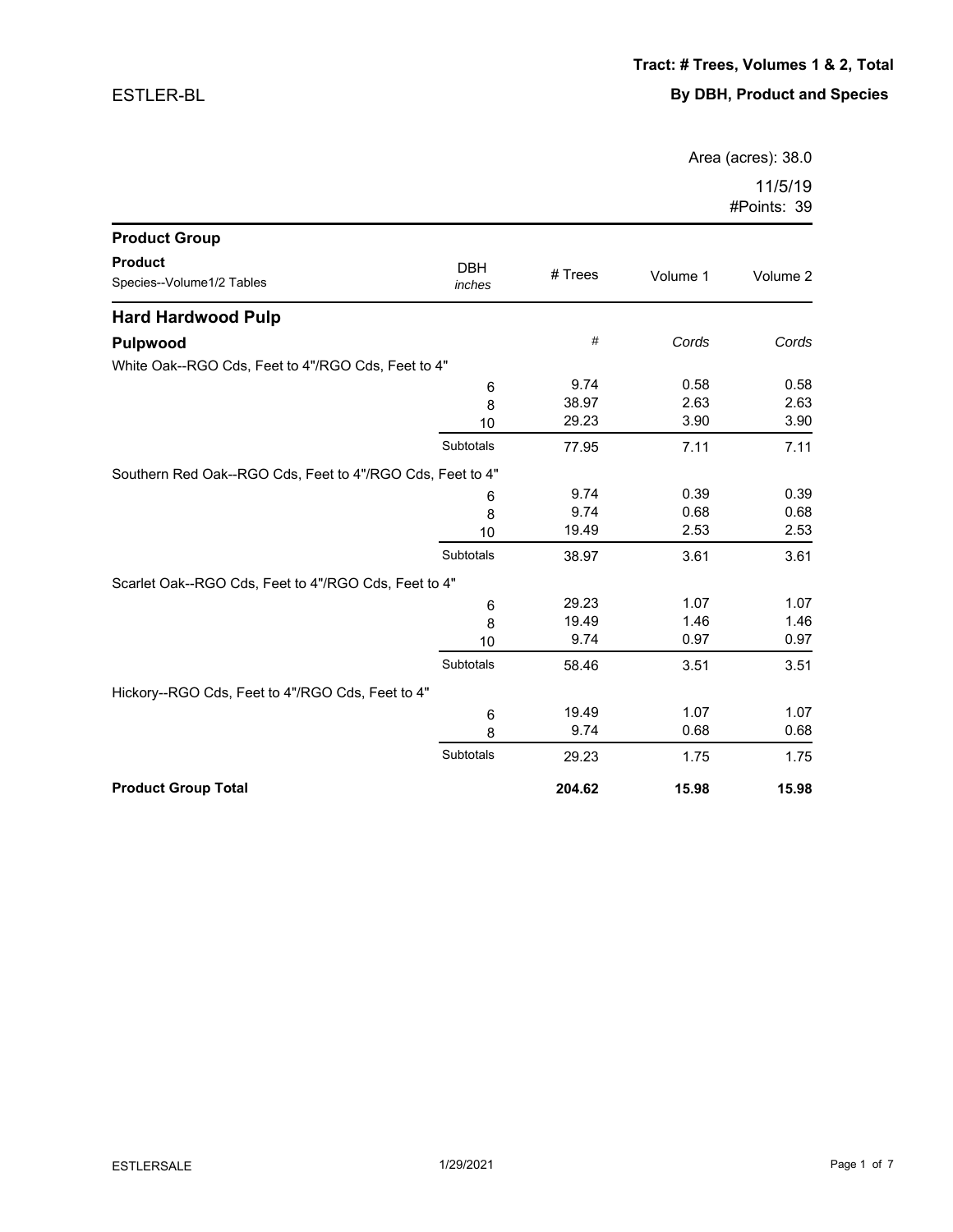ESTLER-BL

**Tract: # Trees, Volumes 1 & 2, Total**

**By DBH, Product and Species**

Area (acres): 38.0

11/5/19

#Points: 39

| **Product Group** / **Product** / Species--Volume1/2 Tables | DBH *inches* | # Trees | Volume 1 | Volume 2 |
|---|---|---|---|---|
| **Hard Hardwood Pulp** | | | | |
| **Pulpwood** | | *#* | *Cords* | *Cords* |
| White Oak--RGO Cds, Feet to 4"/RGO Cds, Feet to 4" | | | | |
| | 6 | 9.74 | 0.58 | 0.58 |
| | 8 | 38.97 | 2.63 | 2.63 |
| | 10 | 29.23 | 3.90 | 3.90 |
| | Subtotals | 77.95 | 7.11 | 7.11 |
| Southern Red Oak--RGO Cds, Feet to 4"/RGO Cds, Feet to 4" | | | | |
| | 6 | 9.74 | 0.39 | 0.39 |
| | 8 | 9.74 | 0.68 | 0.68 |
| | 10 | 19.49 | 2.53 | 2.53 |
| | Subtotals | 38.97 | 3.61 | 3.61 |
| Scarlet Oak--RGO Cds, Feet to 4"/RGO Cds, Feet to 4" | | | | |
| | 6 | 29.23 | 1.07 | 1.07 |
| | 8 | 19.49 | 1.46 | 1.46 |
| | 10 | 9.74 | 0.97 | 0.97 |
| | Subtotals | 58.46 | 3.51 | 3.51 |
| Hickory--RGO Cds, Feet to 4"/RGO Cds, Feet to 4" | | | | |
| | 6 | 19.49 | 1.07 | 1.07 |
| | 8 | 9.74 | 0.68 | 0.68 |
| | Subtotals | 29.23 | 1.75 | 1.75 |
| **Product Group Total** | | **204.62** | **15.98** | **15.98** |

ESTLERSALE 1/29/2021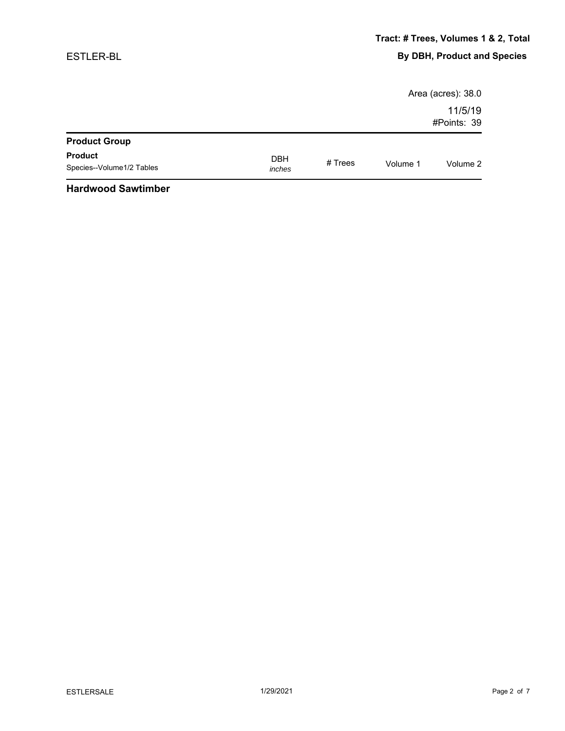ESTLER-BL

**Tract: # Trees, Volumes 1 & 2, Total**

**By DBH, Product and Species**

Area (acres): 38.0

11/5/19

#Points: 39

| **Product Group**<br>**Product**<br>Species--Volume1/2 Tables | DBH<br>*inches* | # Trees | Volume 1 | Volume 2 |
|---|---|---|---|---|

**Hardwood Sawtimber**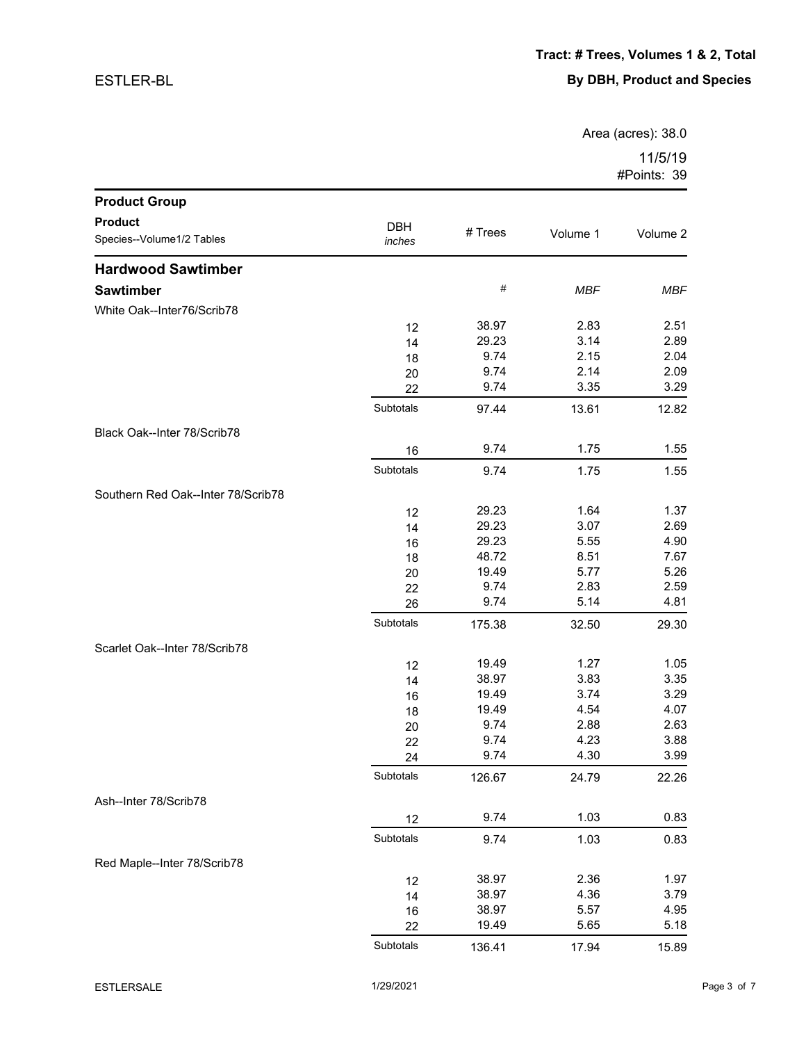## Tract: # Trees, Volumes 1 & 2, Total

## By DBH, Product and Species

ESTLER-BL

Area (acres): 38.0

11/5/19

#Points: 39

| Product Group<br>Product<br>Species--Volume1/2 Tables | DBH<br>*inches* | # Trees | Volume 1 | Volume 2 |
|---|---|---|---|---|
| **Hardwood Sawtimber** | | | | |
| **Sawtimber** | | *#* | *MBF* | *MBF* |
| White Oak--Inter76/Scrib78 | | | | |
| | 12 | 38.97 | 2.83 | 2.51 |
| | 14 | 29.23 | 3.14 | 2.89 |
| | 18 | 9.74 | 2.15 | 2.04 |
| | 20 | 9.74 | 2.14 | 2.09 |
| | 22 | 9.74 | 3.35 | 3.29 |
| | Subtotals | 97.44 | 13.61 | 12.82 |
| Black Oak--Inter 78/Scrib78 | | | | |
| | 16 | 9.74 | 1.75 | 1.55 |
| | Subtotals | 9.74 | 1.75 | 1.55 |
| Southern Red Oak--Inter 78/Scrib78 | | | | |
| | 12 | 29.23 | 1.64 | 1.37 |
| | 14 | 29.23 | 3.07 | 2.69 |
| | 16 | 29.23 | 5.55 | 4.90 |
| | 18 | 48.72 | 8.51 | 7.67 |
| | 20 | 19.49 | 5.77 | 5.26 |
| | 22 | 9.74 | 2.83 | 2.59 |
| | 26 | 9.74 | 5.14 | 4.81 |
| | Subtotals | 175.38 | 32.50 | 29.30 |
| Scarlet Oak--Inter 78/Scrib78 | | | | |
| | 12 | 19.49 | 1.27 | 1.05 |
| | 14 | 38.97 | 3.83 | 3.35 |
| | 16 | 19.49 | 3.74 | 3.29 |
| | 18 | 19.49 | 4.54 | 4.07 |
| | 20 | 9.74 | 2.88 | 2.63 |
| | 22 | 9.74 | 4.23 | 3.88 |
| | 24 | 9.74 | 4.30 | 3.99 |
| | Subtotals | 126.67 | 24.79 | 22.26 |
| Ash--Inter 78/Scrib78 | | | | |
| | 12 | 9.74 | 1.03 | 0.83 |
| | Subtotals | 9.74 | 1.03 | 0.83 |
| Red Maple--Inter 78/Scrib78 | | | | |
| | 12 | 38.97 | 2.36 | 1.97 |
| | 14 | 38.97 | 4.36 | 3.79 |
| | 16 | 38.97 | 5.57 | 4.95 |
| | 22 | 19.49 | 5.65 | 5.18 |
| | Subtotals | 136.41 | 17.94 | 15.89 |

ESTLERSALE 1/29/2021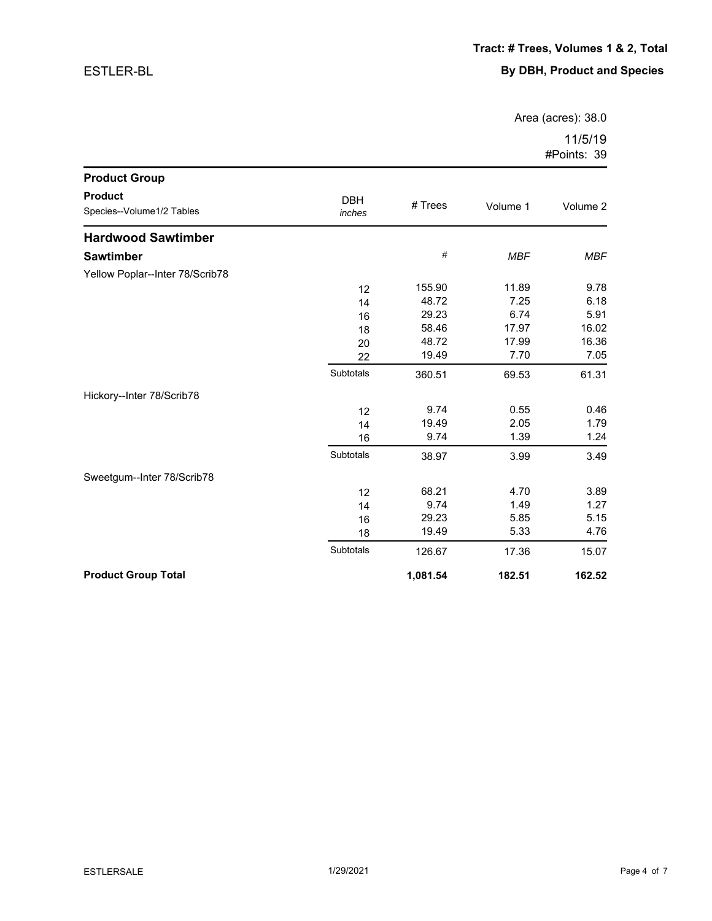**Tract: # Trees, Volumes 1 & 2, Total**

ESTLER-BL

**By DBH, Product and Species**

Area (acres): 38.0

11/5/19

#Points: 39

| **Product Group**<br>**Product**<br>Species--Volume1/2 Tables | DBH<br>*inches* | # Trees | Volume 1 | Volume 2 |
|---|---|---|---|---|
| **Hardwood Sawtimber** | | | | |
| **Sawtimber** | | # | *MBF* | *MBF* |
| Yellow Poplar--Inter 78/Scrib78 | | | | |
| | 12 | 155.90 | 11.89 | 9.78 |
| | 14 | 48.72 | 7.25 | 6.18 |
| | 16 | 29.23 | 6.74 | 5.91 |
| | 18 | 58.46 | 17.97 | 16.02 |
| | 20 | 48.72 | 17.99 | 16.36 |
| | 22 | 19.49 | 7.70 | 7.05 |
| | Subtotals | 360.51 | 69.53 | 61.31 |
| Hickory--Inter 78/Scrib78 | | | | |
| | 12 | 9.74 | 0.55 | 0.46 |
| | 14 | 19.49 | 2.05 | 1.79 |
| | 16 | 9.74 | 1.39 | 1.24 |
| | Subtotals | 38.97 | 3.99 | 3.49 |
| Sweetgum--Inter 78/Scrib78 | | | | |
| | 12 | 68.21 | 4.70 | 3.89 |
| | 14 | 9.74 | 1.49 | 1.27 |
| | 16 | 29.23 | 5.85 | 5.15 |
| | 18 | 19.49 | 5.33 | 4.76 |
| | Subtotals | 126.67 | 17.36 | 15.07 |
| **Product Group Total** | | **1,081.54** | **182.51** | **162.52** |

ESTLERSALE 1/29/2021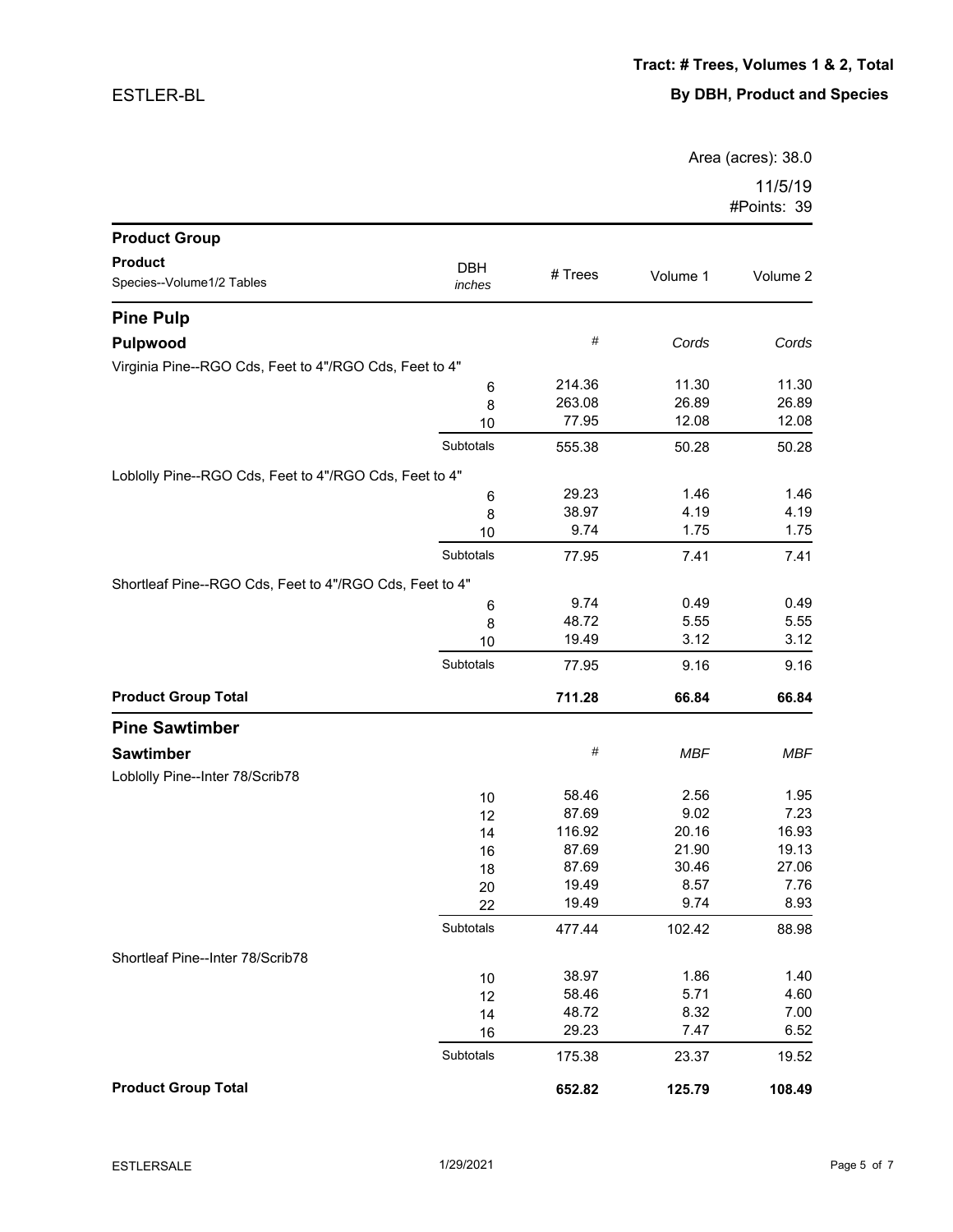ESTLER-BL

**Tract: # Trees, Volumes 1 & 2, Total**

**By DBH, Product and Species**

Area (acres): 38.0

11/5/19

#Points: 39

| Product Group / Product / Species--Volume1/2 Tables | DBH *inches* | # Trees | Volume 1 | Volume 2 |
|---|---|---|---|---|
| **Pine Pulp** | | | | |
| **Pulpwood** | | # | *Cords* | *Cords* |
| Virginia Pine--RGO Cds, Feet to 4"/RGO Cds, Feet to 4" | | | | |
| | 6 | 214.36 | 11.30 | 11.30 |
| | 8 | 263.08 | 26.89 | 26.89 |
| | 10 | 77.95 | 12.08 | 12.08 |
| | Subtotals | 555.38 | 50.28 | 50.28 |
| Loblolly Pine--RGO Cds, Feet to 4"/RGO Cds, Feet to 4" | | | | |
| | 6 | 29.23 | 1.46 | 1.46 |
| | 8 | 38.97 | 4.19 | 4.19 |
| | 10 | 9.74 | 1.75 | 1.75 |
| | Subtotals | 77.95 | 7.41 | 7.41 |
| Shortleaf Pine--RGO Cds, Feet to 4"/RGO Cds, Feet to 4" | | | | |
| | 6 | 9.74 | 0.49 | 0.49 |
| | 8 | 48.72 | 5.55 | 5.55 |
| | 10 | 19.49 | 3.12 | 3.12 |
| | Subtotals | 77.95 | 9.16 | 9.16 |
| **Product Group Total** | | **711.28** | **66.84** | **66.84** |
| **Pine Sawtimber** | | | | |
| **Sawtimber** | | # | *MBF* | *MBF* |
| Loblolly Pine--Inter 78/Scrib78 | | | | |
| | 10 | 58.46 | 2.56 | 1.95 |
| | 12 | 87.69 | 9.02 | 7.23 |
| | 14 | 116.92 | 20.16 | 16.93 |
| | 16 | 87.69 | 21.90 | 19.13 |
| | 18 | 87.69 | 30.46 | 27.06 |
| | 20 | 19.49 | 8.57 | 7.76 |
| | 22 | 19.49 | 9.74 | 8.93 |
| | Subtotals | 477.44 | 102.42 | 88.98 |
| Shortleaf Pine--Inter 78/Scrib78 | | | | |
| | 10 | 38.97 | 1.86 | 1.40 |
| | 12 | 58.46 | 5.71 | 4.60 |
| | 14 | 48.72 | 8.32 | 7.00 |
| | 16 | 29.23 | 7.47 | 6.52 |
| | Subtotals | 175.38 | 23.37 | 19.52 |
| **Product Group Total** | | **652.82** | **125.79** | **108.49** |

ESTLERSALE 1/29/2021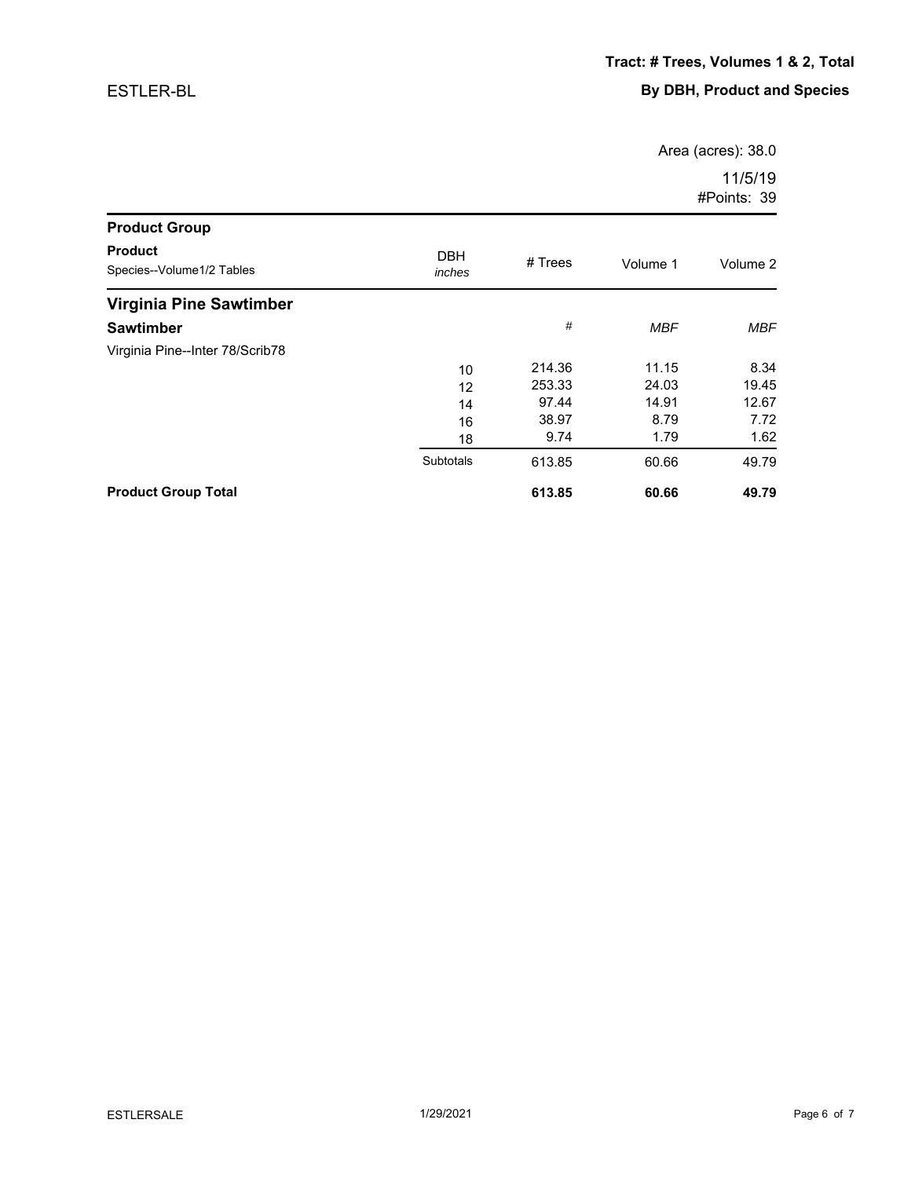ESTLER-BL

**Tract: # Trees, Volumes 1 & 2, Total**

**By DBH, Product and Species**

Area (acres): 38.0

11/5/19

#Points: 39

| Product Group / Product / Species--Volume1/2 Tables | DBH *inches* | # Trees | Volume 1 | Volume 2 |
|---|---|---|---|---|
| **Virginia Pine Sawtimber** | | | | |
| **Sawtimber** | | # | *MBF* | *MBF* |
| Virginia Pine--Inter 78/Scrib78 | | | | |
| | 10 | 214.36 | 11.15 | 8.34 |
| | 12 | 253.33 | 24.03 | 19.45 |
| | 14 | 97.44 | 14.91 | 12.67 |
| | 16 | 38.97 | 8.79 | 7.72 |
| | 18 | 9.74 | 1.79 | 1.62 |
| | Subtotals | 613.85 | 60.66 | 49.79 |
| **Product Group Total** | | **613.85** | **60.66** | **49.79** |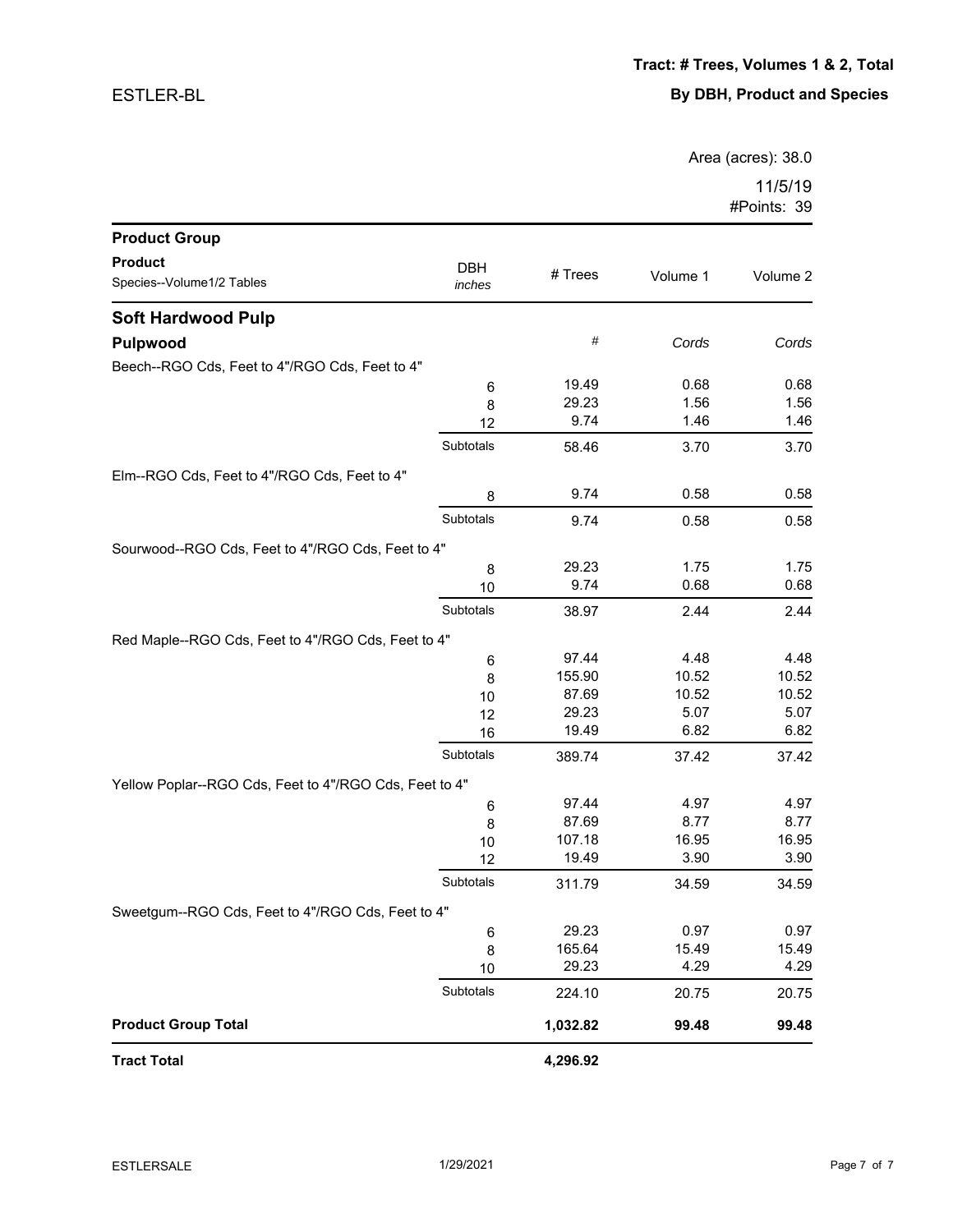ESTLER-BL

**Tract: # Trees, Volumes 1 & 2, Total**

**By DBH, Product and Species**

Area (acres): 38.0

11/5/19

#Points: 39

| Product Group / Product / Species--Volume1/2 Tables | DBH *inches* | # Trees | Volume 1 | Volume 2 |
|---|---|---|---|---|
| **Soft Hardwood Pulp** | | | | |
| **Pulpwood** | | # | *Cords* | *Cords* |
| Beech--RGO Cds, Feet to 4"/RGO Cds, Feet to 4" | | | | |
| | 6 | 19.49 | 0.68 | 0.68 |
| | 8 | 29.23 | 1.56 | 1.56 |
| | 12 | 9.74 | 1.46 | 1.46 |
| | Subtotals | 58.46 | 3.70 | 3.70 |
| Elm--RGO Cds, Feet to 4"/RGO Cds, Feet to 4" | | | | |
| | 8 | 9.74 | 0.58 | 0.58 |
| | Subtotals | 9.74 | 0.58 | 0.58 |
| Sourwood--RGO Cds, Feet to 4"/RGO Cds, Feet to 4" | | | | |
| | 8 | 29.23 | 1.75 | 1.75 |
| | 10 | 9.74 | 0.68 | 0.68 |
| | Subtotals | 38.97 | 2.44 | 2.44 |
| Red Maple--RGO Cds, Feet to 4"/RGO Cds, Feet to 4" | | | | |
| | 6 | 97.44 | 4.48 | 4.48 |
| | 8 | 155.90 | 10.52 | 10.52 |
| | 10 | 87.69 | 10.52 | 10.52 |
| | 12 | 29.23 | 5.07 | 5.07 |
| | 16 | 19.49 | 6.82 | 6.82 |
| | Subtotals | 389.74 | 37.42 | 37.42 |
| Yellow Poplar--RGO Cds, Feet to 4"/RGO Cds, Feet to 4" | | | | |
| | 6 | 97.44 | 4.97 | 4.97 |
| | 8 | 87.69 | 8.77 | 8.77 |
| | 10 | 107.18 | 16.95 | 16.95 |
| | 12 | 19.49 | 3.90 | 3.90 |
| | Subtotals | 311.79 | 34.59 | 34.59 |
| Sweetgum--RGO Cds, Feet to 4"/RGO Cds, Feet to 4" | | | | |
| | 6 | 29.23 | 0.97 | 0.97 |
| | 8 | 165.64 | 15.49 | 15.49 |
| | 10 | 29.23 | 4.29 | 4.29 |
| | Subtotals | 224.10 | 20.75 | 20.75 |
| **Product Group Total** | | **1,032.82** | **99.48** | **99.48** |
| **Tract Total** | | **4,296.92** | | |

ESTLERSALE 1/29/2021